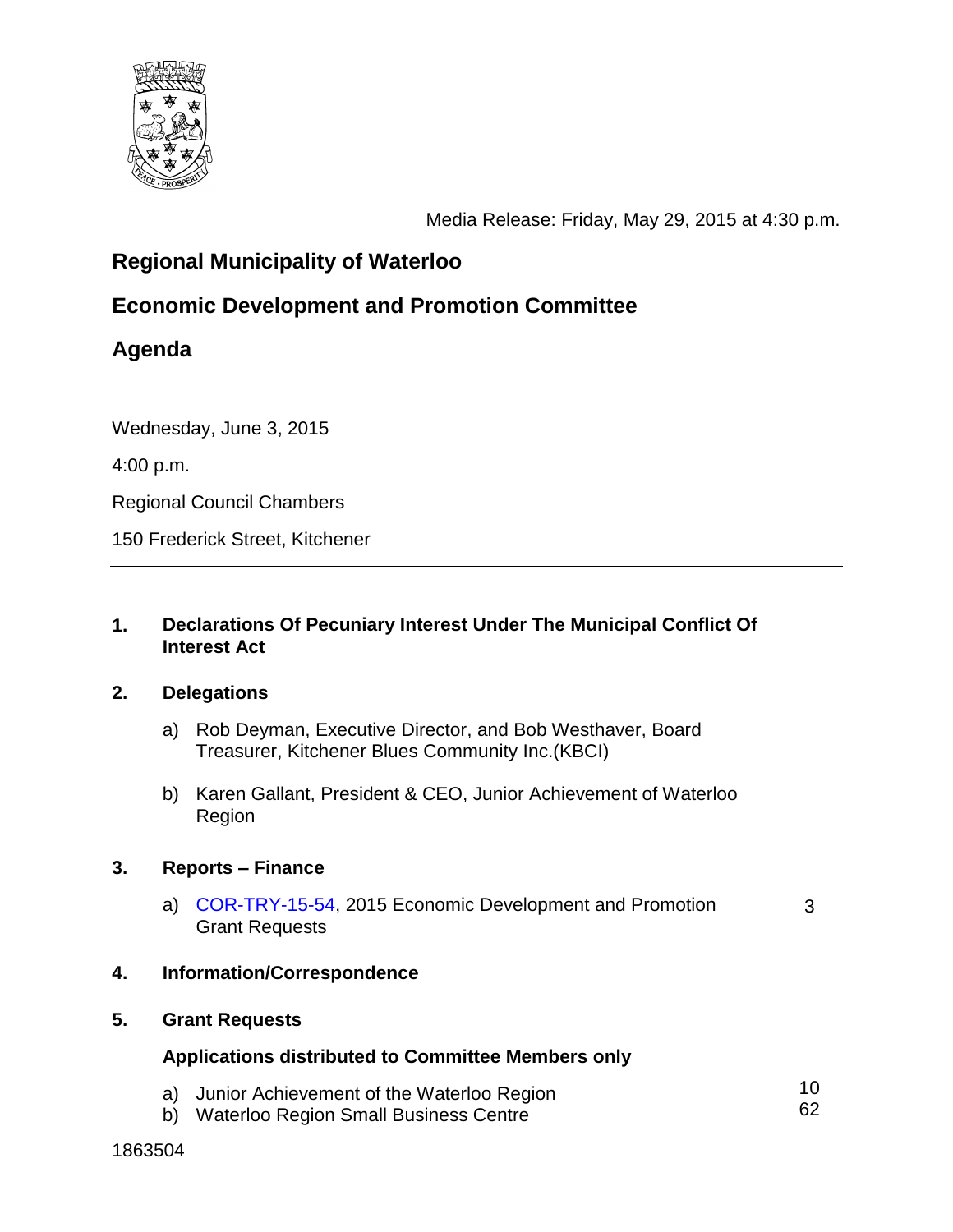Media Release: Friday, May 29, 2015 at 4:30 p.m.

# Regional Municipality of Waterloo

## Economic Development and Promotion Committee

## Agenda

Wednesday, June 3, 2015

4:00 p.m.

Regional Council Chambers

150 Frederick Street, Kitchener

---

**1. Declarations Of Pecuniary Interest Under The Municipal Conflict Of Interest Act**

**2. Delegations**

a) Rob Deyman, Executive Director, and Bob Westhaver, Board Treasurer, Kitchener Blues Community Inc.(KBCI)

b) Karen Gallant, President & CEO, Junior Achievement of Waterloo Region

**3. Reports – Finance**

a) COR-TRY-15-54, 2015 Economic Development and Promotion Grant Requests — 3

**4. Information/Correspondence**

**5. Grant Requests**

**Applications distributed to Committee Members only**

a) Junior Achievement of the Waterloo Region — 10
b) Waterloo Region Small Business Centre — 62

1863504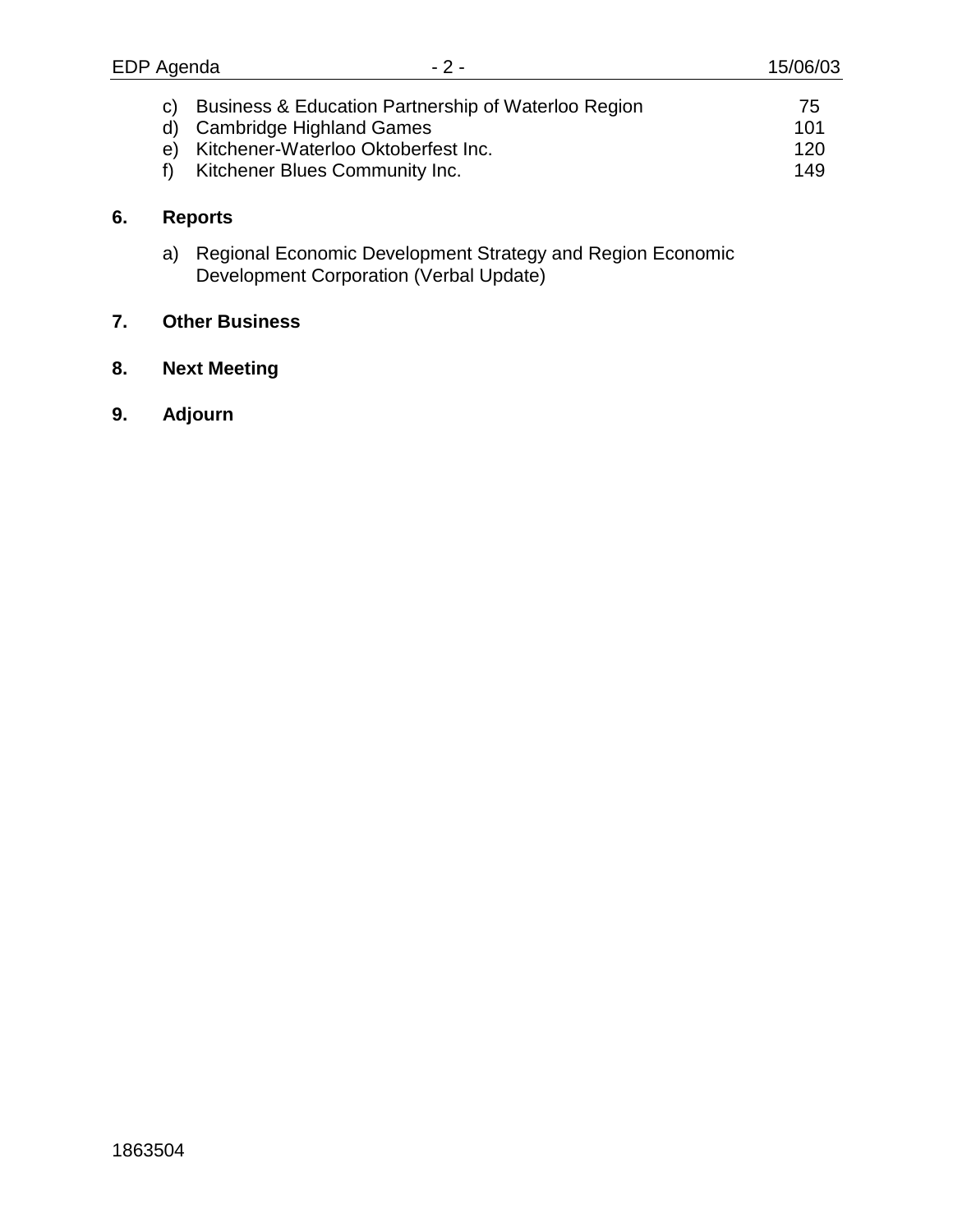c) Business & Education Partnership of Waterloo Region 75
d) Cambridge Highland Games 101
e) Kitchener-Waterloo Oktoberfest Inc. 120
f) Kitchener Blues Community Inc. 149

**6. Reports**

a) Regional Economic Development Strategy and Region Economic Development Corporation (Verbal Update)

**7. Other Business**

**8. Next Meeting**

**9. Adjourn**

1863504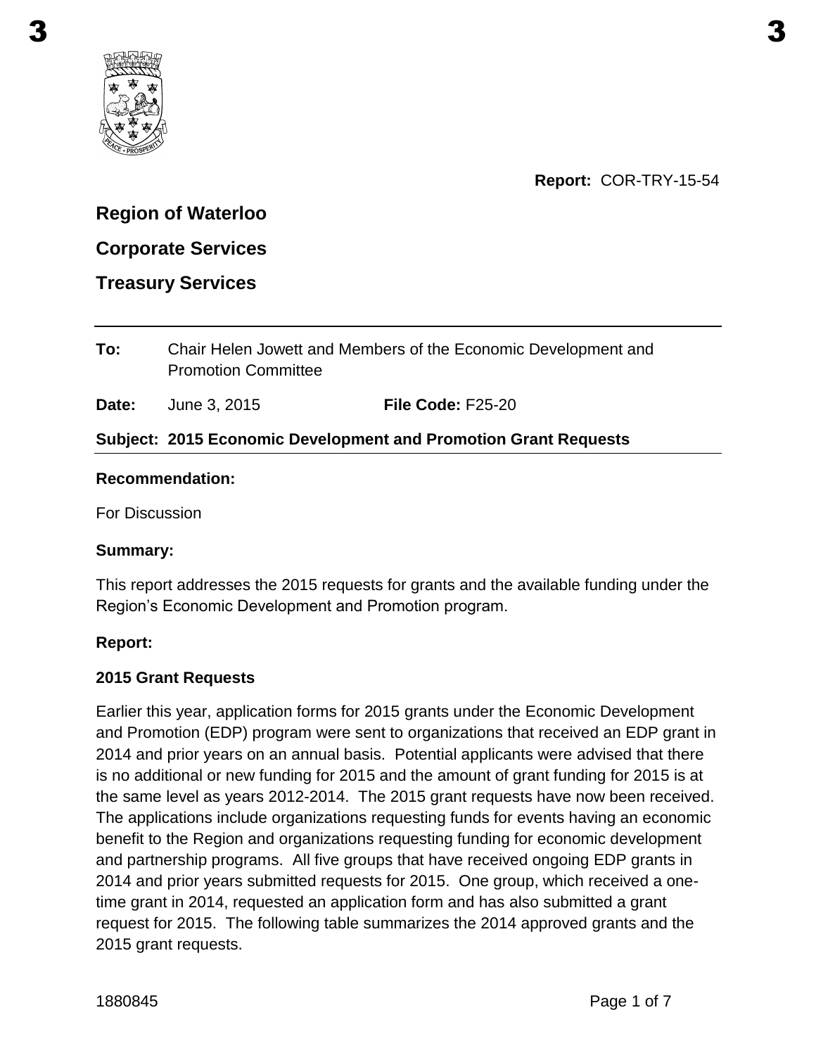**Report:** COR-TRY-15-54

## Region of Waterloo

## Corporate Services

## Treasury Services

**To:** Chair Helen Jowett and Members of the Economic Development and Promotion Committee

**Date:** June 3, 2015 **File Code:** F25-20

**Subject: 2015 Economic Development and Promotion Grant Requests**

**Recommendation:**

For Discussion

**Summary:**

This report addresses the 2015 requests for grants and the available funding under the Region's Economic Development and Promotion program.

**Report:**

**2015 Grant Requests**

Earlier this year, application forms for 2015 grants under the Economic Development and Promotion (EDP) program were sent to organizations that received an EDP grant in 2014 and prior years on an annual basis. Potential applicants were advised that there is no additional or new funding for 2015 and the amount of grant funding for 2015 is at the same level as years 2012-2014. The 2015 grant requests have now been received. The applications include organizations requesting funds for events having an economic benefit to the Region and organizations requesting funding for economic development and partnership programs. All five groups that have received ongoing EDP grants in 2014 and prior years submitted requests for 2015. One group, which received a one-time grant in 2014, requested an application form and has also submitted a grant request for 2015. The following table summarizes the 2014 approved grants and the 2015 grant requests.

1880845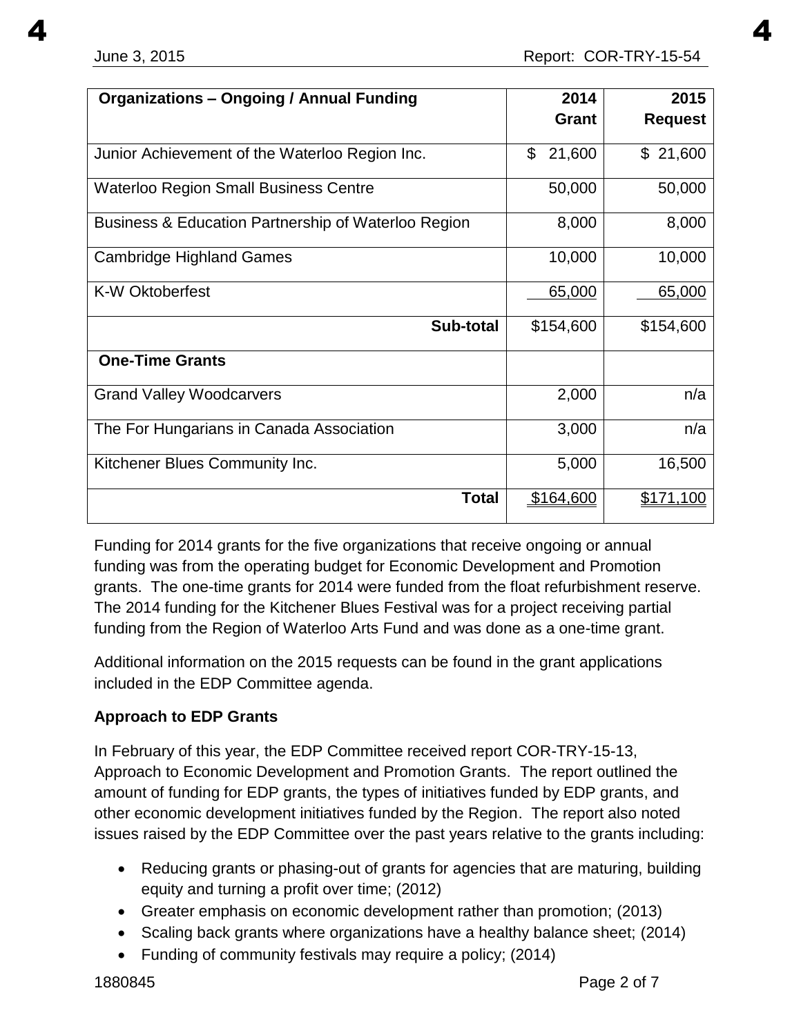| Organizations – Ongoing / Annual Funding | 2014 Grant | 2015 Request |
|---|---|---|
| Junior Achievement of the Waterloo Region Inc. | $ 21,600 | $ 21,600 |
| Waterloo Region Small Business Centre | 50,000 | 50,000 |
| Business & Education Partnership of Waterloo Region | 8,000 | 8,000 |
| Cambridge Highland Games | 10,000 | 10,000 |
| K-W Oktoberfest | 65,000 | 65,000 |
| **Sub-total** | $154,600 | $154,600 |
| **One-Time Grants** | | |
| Grand Valley Woodcarvers | 2,000 | n/a |
| The For Hungarians in Canada Association | 3,000 | n/a |
| Kitchener Blues Community Inc. | 5,000 | 16,500 |
| **Total** | $164,600 | $171,100 |

Funding for 2014 grants for the five organizations that receive ongoing or annual funding was from the operating budget for Economic Development and Promotion grants. The one-time grants for 2014 were funded from the float refurbishment reserve. The 2014 funding for the Kitchener Blues Festival was for a project receiving partial funding from the Region of Waterloo Arts Fund and was done as a one-time grant.

Additional information on the 2015 requests can be found in the grant applications included in the EDP Committee agenda.

**Approach to EDP Grants**

In February of this year, the EDP Committee received report COR-TRY-15-13, Approach to Economic Development and Promotion Grants. The report outlined the amount of funding for EDP grants, the types of initiatives funded by EDP grants, and other economic development initiatives funded by the Region. The report also noted issues raised by the EDP Committee over the past years relative to the grants including:

- Reducing grants or phasing-out of grants for agencies that are maturing, building equity and turning a profit over time; (2012)
- Greater emphasis on economic development rather than promotion; (2013)
- Scaling back grants where organizations have a healthy balance sheet; (2014)
- Funding of community festivals may require a policy; (2014)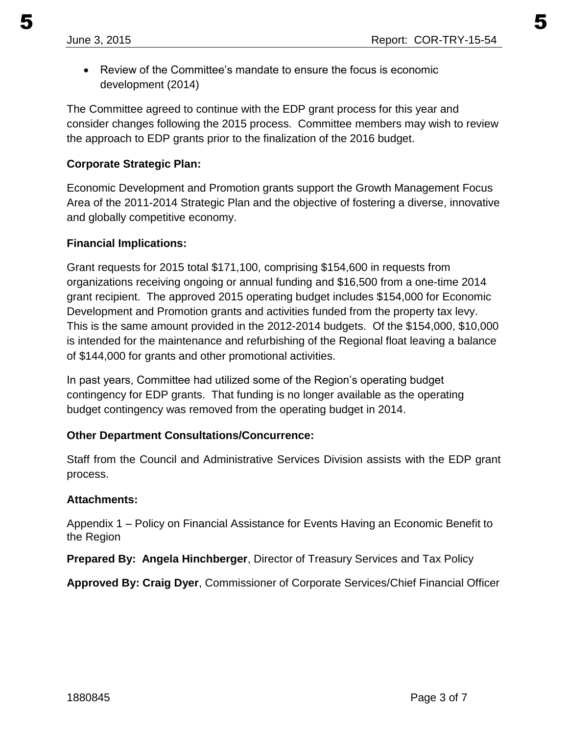- Review of the Committee's mandate to ensure the focus is economic development (2014)

The Committee agreed to continue with the EDP grant process for this year and consider changes following the 2015 process. Committee members may wish to review the approach to EDP grants prior to the finalization of the 2016 budget.

**Corporate Strategic Plan:**

Economic Development and Promotion grants support the Growth Management Focus Area of the 2011-2014 Strategic Plan and the objective of fostering a diverse, innovative and globally competitive economy.

**Financial Implications:**

Grant requests for 2015 total $171,100, comprising $154,600 in requests from organizations receiving ongoing or annual funding and $16,500 from a one-time 2014 grant recipient. The approved 2015 operating budget includes $154,000 for Economic Development and Promotion grants and activities funded from the property tax levy. This is the same amount provided in the 2012-2014 budgets. Of the $154,000, $10,000 is intended for the maintenance and refurbishing of the Regional float leaving a balance of $144,000 for grants and other promotional activities.

In past years, Committee had utilized some of the Region's operating budget contingency for EDP grants. That funding is no longer available as the operating budget contingency was removed from the operating budget in 2014.

**Other Department Consultations/Concurrence:**

Staff from the Council and Administrative Services Division assists with the EDP grant process.

**Attachments:**

Appendix 1 – Policy on Financial Assistance for Events Having an Economic Benefit to the Region

**Prepared By: Angela Hinchberger**, Director of Treasury Services and Tax Policy

**Approved By: Craig Dyer**, Commissioner of Corporate Services/Chief Financial Officer

1880845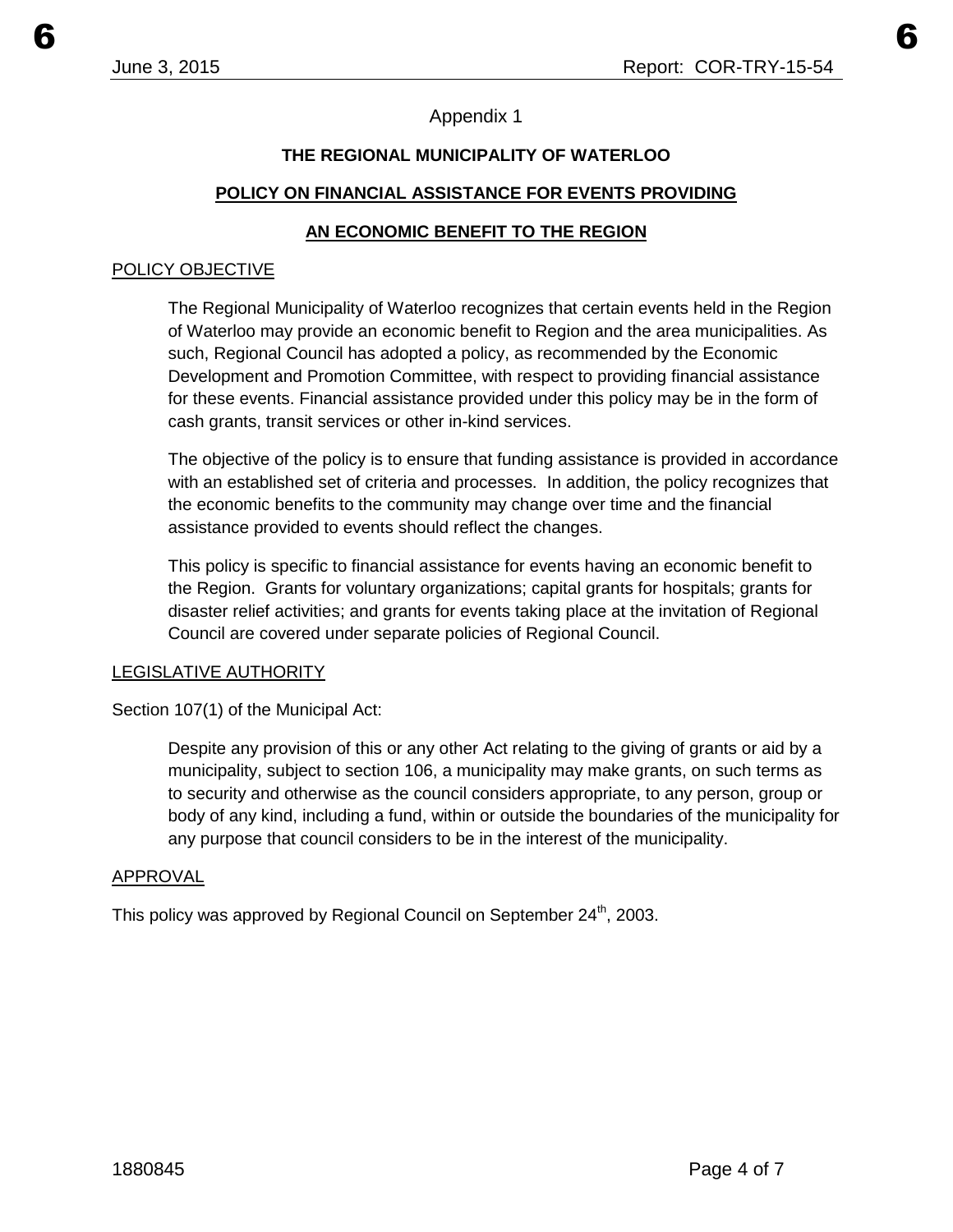Appendix 1

**THE REGIONAL MUNICIPALITY OF WATERLOO**

**POLICY ON FINANCIAL ASSISTANCE FOR EVENTS PROVIDING AN ECONOMIC BENEFIT TO THE REGION**

POLICY OBJECTIVE

The Regional Municipality of Waterloo recognizes that certain events held in the Region of Waterloo may provide an economic benefit to Region and the area municipalities. As such, Regional Council has adopted a policy, as recommended by the Economic Development and Promotion Committee, with respect to providing financial assistance for these events. Financial assistance provided under this policy may be in the form of cash grants, transit services or other in-kind services.

The objective of the policy is to ensure that funding assistance is provided in accordance with an established set of criteria and processes. In addition, the policy recognizes that the economic benefits to the community may change over time and the financial assistance provided to events should reflect the changes.

This policy is specific to financial assistance for events having an economic benefit to the Region. Grants for voluntary organizations; capital grants for hospitals; grants for disaster relief activities; and grants for events taking place at the invitation of Regional Council are covered under separate policies of Regional Council.

LEGISLATIVE AUTHORITY

Section 107(1) of the Municipal Act:

> Despite any provision of this or any other Act relating to the giving of grants or aid by a municipality, subject to section 106, a municipality may make grants, on such terms as to security and otherwise as the council considers appropriate, to any person, group or body of any kind, including a fund, within or outside the boundaries of the municipality for any purpose that council considers to be in the interest of the municipality.

APPROVAL

This policy was approved by Regional Council on September 24th, 2003.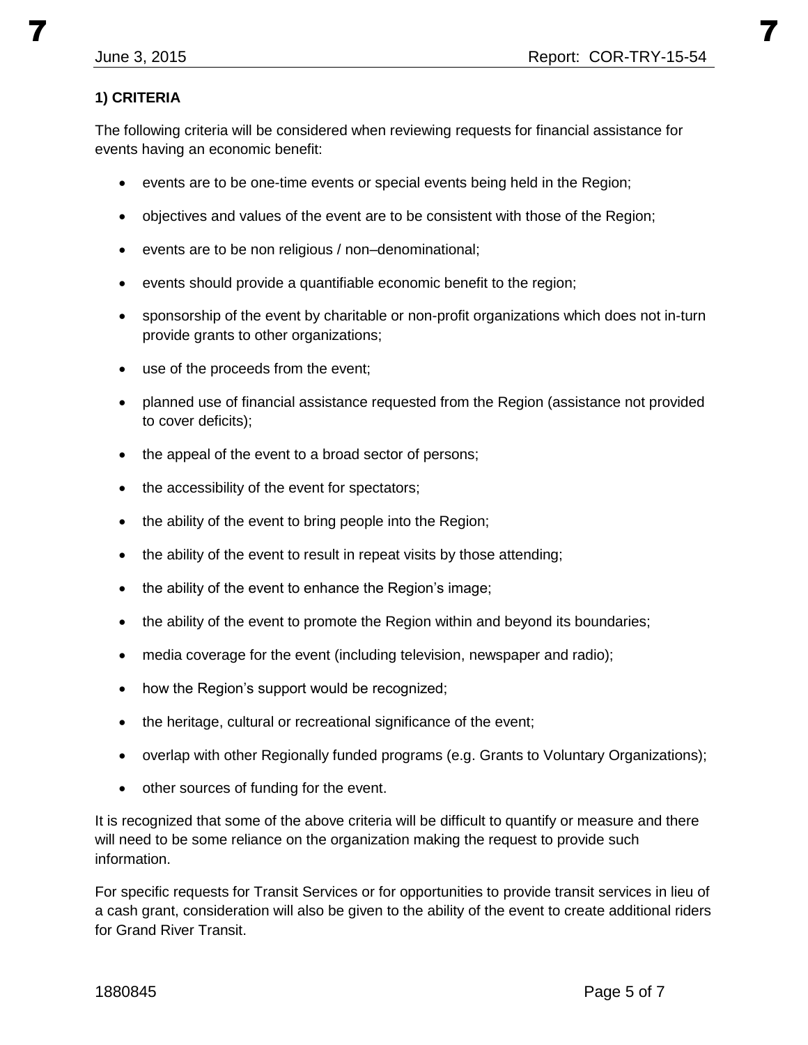**1) CRITERIA**

The following criteria will be considered when reviewing requests for financial assistance for events having an economic benefit:

- events are to be one-time events or special events being held in the Region;
- objectives and values of the event are to be consistent with those of the Region;
- events are to be non religious / non–denominational;
- events should provide a quantifiable economic benefit to the region;
- sponsorship of the event by charitable or non-profit organizations which does not in-turn provide grants to other organizations;
- use of the proceeds from the event;
- planned use of financial assistance requested from the Region (assistance not provided to cover deficits);
- the appeal of the event to a broad sector of persons;
- the accessibility of the event for spectators;
- the ability of the event to bring people into the Region;
- the ability of the event to result in repeat visits by those attending;
- the ability of the event to enhance the Region's image;
- the ability of the event to promote the Region within and beyond its boundaries;
- media coverage for the event (including television, newspaper and radio);
- how the Region's support would be recognized;
- the heritage, cultural or recreational significance of the event;
- overlap with other Regionally funded programs (e.g. Grants to Voluntary Organizations);
- other sources of funding for the event.

It is recognized that some of the above criteria will be difficult to quantify or measure and there will need to be some reliance on the organization making the request to provide such information.

For specific requests for Transit Services or for opportunities to provide transit services in lieu of a cash grant, consideration will also be given to the ability of the event to create additional riders for Grand River Transit.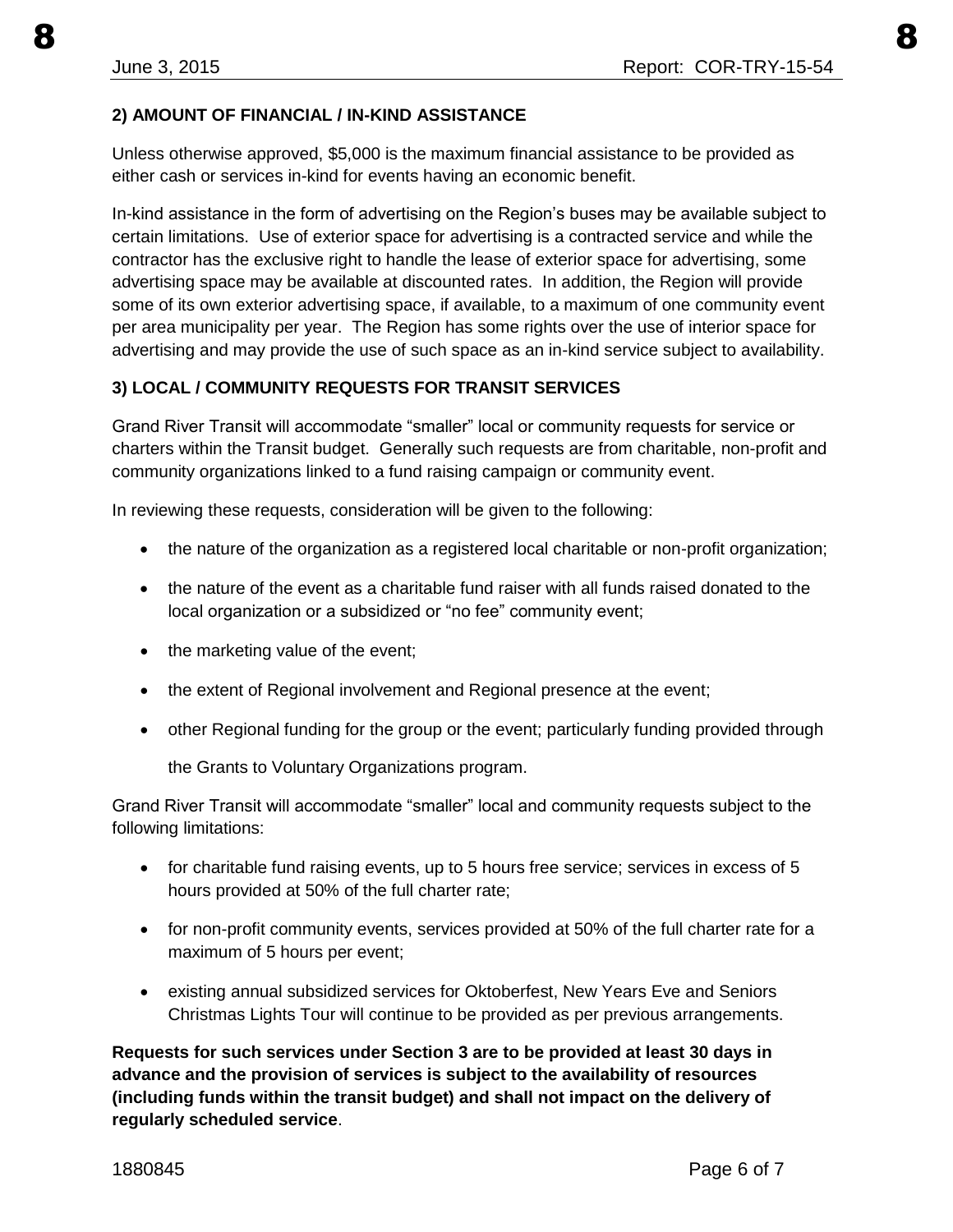**2) AMOUNT OF FINANCIAL / IN-KIND ASSISTANCE**

Unless otherwise approved, $5,000 is the maximum financial assistance to be provided as either cash or services in-kind for events having an economic benefit.

In-kind assistance in the form of advertising on the Region's buses may be available subject to certain limitations. Use of exterior space for advertising is a contracted service and while the contractor has the exclusive right to handle the lease of exterior space for advertising, some advertising space may be available at discounted rates. In addition, the Region will provide some of its own exterior advertising space, if available, to a maximum of one community event per area municipality per year. The Region has some rights over the use of interior space for advertising and may provide the use of such space as an in-kind service subject to availability.

**3) LOCAL / COMMUNITY REQUESTS FOR TRANSIT SERVICES**

Grand River Transit will accommodate "smaller" local or community requests for service or charters within the Transit budget. Generally such requests are from charitable, non-profit and community organizations linked to a fund raising campaign or community event.

In reviewing these requests, consideration will be given to the following:

- the nature of the organization as a registered local charitable or non-profit organization;
- the nature of the event as a charitable fund raiser with all funds raised donated to the local organization or a subsidized or "no fee" community event;
- the marketing value of the event;
- the extent of Regional involvement and Regional presence at the event;
- other Regional funding for the group or the event; particularly funding provided through the Grants to Voluntary Organizations program.

Grand River Transit will accommodate "smaller" local and community requests subject to the following limitations:

- for charitable fund raising events, up to 5 hours free service; services in excess of 5 hours provided at 50% of the full charter rate;
- for non-profit community events, services provided at 50% of the full charter rate for a maximum of 5 hours per event;
- existing annual subsidized services for Oktoberfest, New Years Eve and Seniors Christmas Lights Tour will continue to be provided as per previous arrangements.

**Requests for such services under Section 3 are to be provided at least 30 days in advance and the provision of services is subject to the availability of resources (including funds within the transit budget) and shall not impact on the delivery of regularly scheduled service**.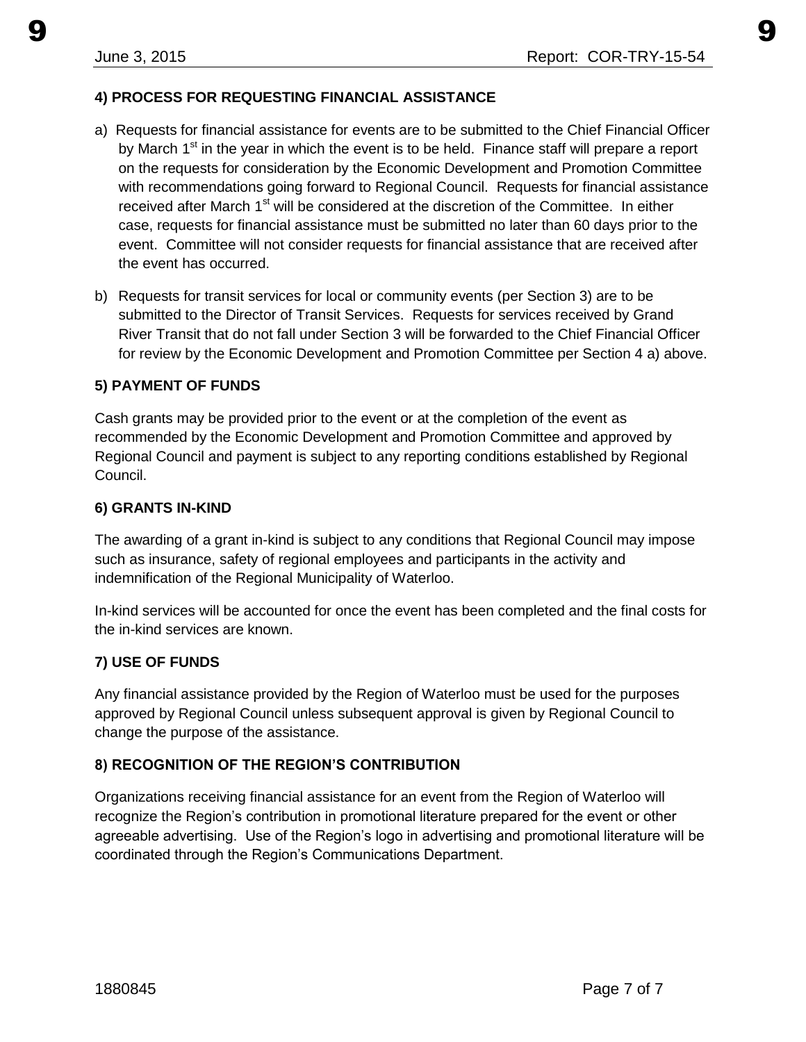#### 4) PROCESS FOR REQUESTING FINANCIAL ASSISTANCE

a) Requests for financial assistance for events are to be submitted to the Chief Financial Officer by March 1st in the year in which the event is to be held. Finance staff will prepare a report on the requests for consideration by the Economic Development and Promotion Committee with recommendations going forward to Regional Council. Requests for financial assistance received after March 1st will be considered at the discretion of the Committee. In either case, requests for financial assistance must be submitted no later than 60 days prior to the event. Committee will not consider requests for financial assistance that are received after the event has occurred.

b) Requests for transit services for local or community events (per Section 3) are to be submitted to the Director of Transit Services. Requests for services received by Grand River Transit that do not fall under Section 3 will be forwarded to the Chief Financial Officer for review by the Economic Development and Promotion Committee per Section 4 a) above.

#### 5) PAYMENT OF FUNDS

Cash grants may be provided prior to the event or at the completion of the event as recommended by the Economic Development and Promotion Committee and approved by Regional Council and payment is subject to any reporting conditions established by Regional Council.

#### 6) GRANTS IN-KIND

The awarding of a grant in-kind is subject to any conditions that Regional Council may impose such as insurance, safety of regional employees and participants in the activity and indemnification of the Regional Municipality of Waterloo.

In-kind services will be accounted for once the event has been completed and the final costs for the in-kind services are known.

#### 7) USE OF FUNDS

Any financial assistance provided by the Region of Waterloo must be used for the purposes approved by Regional Council unless subsequent approval is given by Regional Council to change the purpose of the assistance.

#### 8) RECOGNITION OF THE REGION'S CONTRIBUTION

Organizations receiving financial assistance for an event from the Region of Waterloo will recognize the Region's contribution in promotional literature prepared for the event or other agreeable advertising. Use of the Region's logo in advertising and promotional literature will be coordinated through the Region's Communications Department.